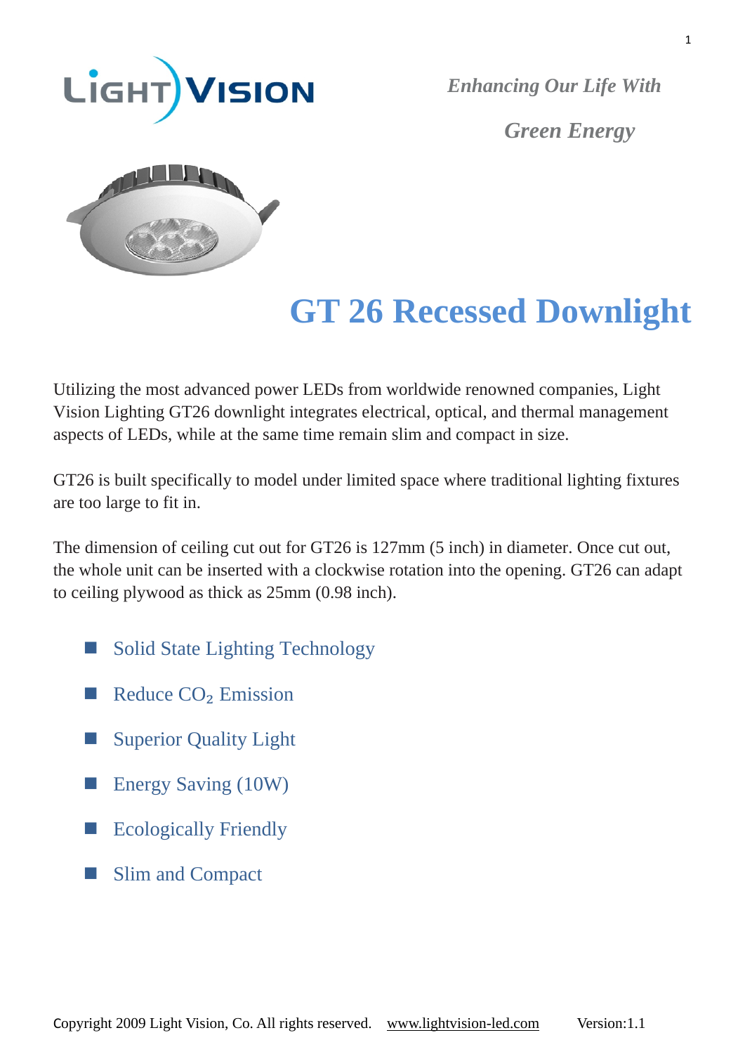*Enhancing Our Life With*

*Green Energy*

# GT 26 Recessed Downlight

Utilizing the most advanced power LEDs from worldwide renowned companies, Light Vision Lighting GT26 downlight integrates electrical, optical, and thermal management aspects of LEDs, while at the same time remain slim and compact in size.

GT26 is built specifically to model under limited space where traditional lighting fixtures are too large to fit in.

The dimension of ceiling cut out for GT26 is 127mm (5 inch) in diameter. Once cut out, the whole unit can be inserted with a clockwise rotation into the opening. GT26 can adapt to ceiling plywood as thick as 25mm (0.98 inch).

- Solid State Lighting Technology
- Reduce $CO_2$ Emission
- Superior Quality Light
- Energy Saving (10W)
- Ecologically Friendly
- Slim and Compact

Copyright 2009 Light Vision, Co. All rights reserved. www.lightvision-led.com Version:1.1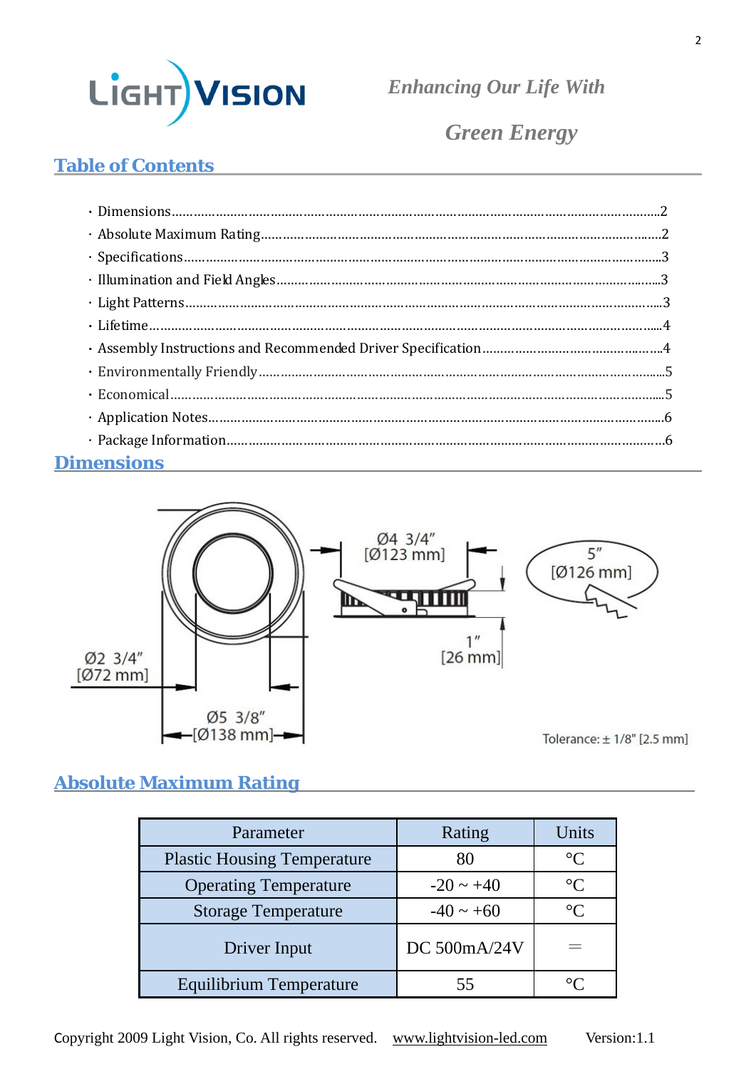*Enhancing Our Life With*

*Green Energy*

## Table of Contents

- Dimensions........................................................................................................................2
- Absolute Maximum Rating.................................................................................................2
- Specifications....................................................................................................................3
- Illumination and Field Angles..............................................................................................3
- Light Patterns....................................................................................................................3
- Lifetime..............................................................................................................................4
- Assembly Instructions and Recommended Driver Specification..............................................4
- Environmentally Friendly.....................................................................................................5
- Economical.........................................................................................................................5
- Application Notes................................................................................................................6
- Package Information...........................................................................................................6

## Dimensions

Ø4 3/4" [Ø123 mm]

5" [Ø126 mm]

1" [26 mm]

Ø2 3/4" [Ø72 mm]

Ø5 3/8" [Ø138 mm]

Tolerance: ± 1/8" [2.5 mm]

## Absolute Maximum Rating

| Parameter | Rating | Units |
|---|---|---|
| Plastic Housing Temperature | 80 | °C |
| Operating Temperature | -20 ~ +40 | °C |
| Storage Temperature | -40 ~ +60 | °C |
| Driver Input | DC 500mA/24V | ⎓ |
| Equilibrium Temperature | 55 | °C |

Copyright 2009 Light Vision, Co. All rights reserved. www.lightvision-led.com Version:1.1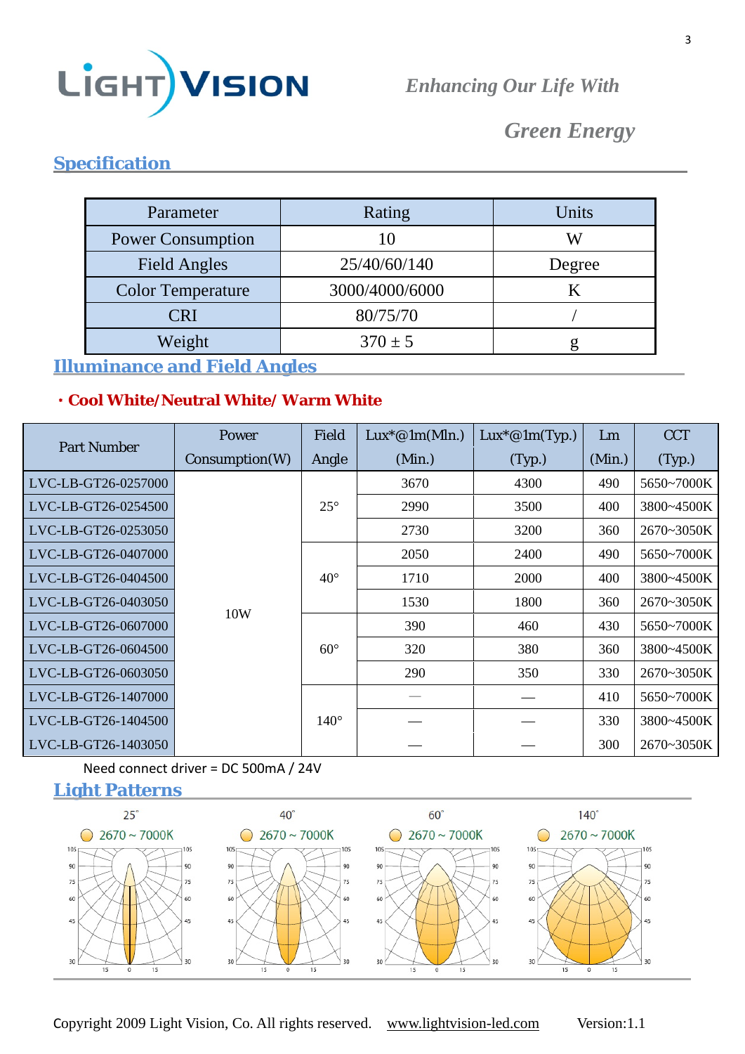## Specification

| Parameter | Rating | Units |
|---|---|---|
| Power Consumption | 10 | W |
| Field Angles | 25/40/60/140 | Degree |
| Color Temperature | 3000/4000/6000 | K |
| CRI | 80/75/70 | / |
| Weight | 370 ± 5 | g |

## Illuminance and Field Angles

**· Cool White/Neutral White/ Warm White**

| Part Number | Power Consumption(W) | Field Angle | Lux*@1m(Mln.) (Min.) | Lux*@1m(Typ.) (Typ.) | Lm (Min.) | CCT (Typ.) |
|---|---|---|---|---|---|---|
| LVC-LB-GT26-0257000 | 10W | 25° | 3670 | 4300 | 490 | 5650~7000K |
| LVC-LB-GT26-0254500 | | | 2990 | 3500 | 400 | 3800~4500K |
| LVC-LB-GT26-0253050 | | | 2730 | 3200 | 360 | 2670~3050K |
| LVC-LB-GT26-0407000 | | 40° | 2050 | 2400 | 490 | 5650~7000K |
| LVC-LB-GT26-0404500 | | | 1710 | 2000 | 400 | 3800~4500K |
| LVC-LB-GT26-0403050 | | | 1530 | 1800 | 360 | 2670~3050K |
| LVC-LB-GT26-0607000 | | 60° | 390 | 460 | 430 | 5650~7000K |
| LVC-LB-GT26-0604500 | | | 320 | 380 | 360 | 3800~4500K |
| LVC-LB-GT26-0603050 | | | 290 | 350 | 330 | 2670~3050K |
| LVC-LB-GT26-1407000 | | 140° | — | — | 410 | 5650~7000K |
| LVC-LB-GT26-1404500 | | | — | — | 330 | 3800~4500K |
| LVC-LB-GT26-1403050 | | | — | — | 300 | 2670~3050K |

Need connect driver = DC 500mA / 24V

## Light Patterns

25° — 2670 ~ 7000K

40° — 2670 ~ 7000K

60° — 2670 ~ 7000K

140° — 2670 ~ 7000K

Copyright 2009 Light Vision, Co. All rights reserved. www.lightvision-led.com Version:1.1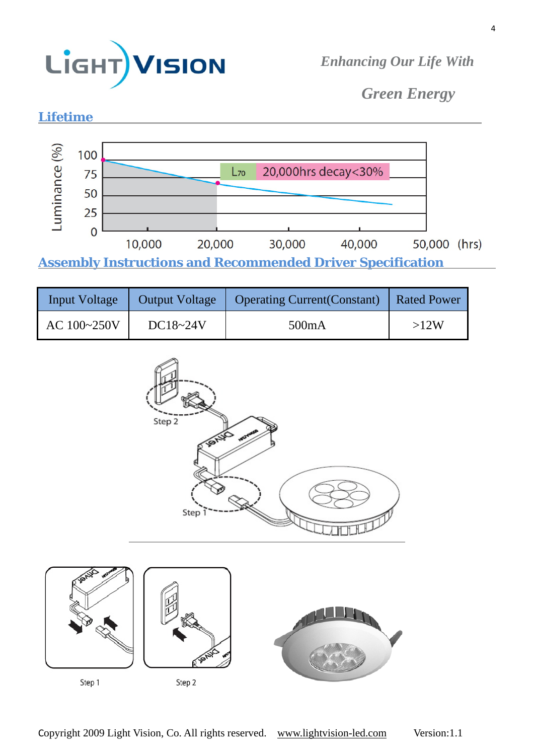*Enhancing Our Life With*

*Green Energy*

## Lifetime

## Assembly Instructions and Recommended Driver Specification

| Input Voltage | Output Voltage | Operating Current(Constant) | Rated Power |
|---|---|---|---|
| AC 100~250V | DC18~24V | 500mA | >12W |

Copyright 2009 Light Vision, Co. All rights reserved. www.lightvision-led.com Version:1.1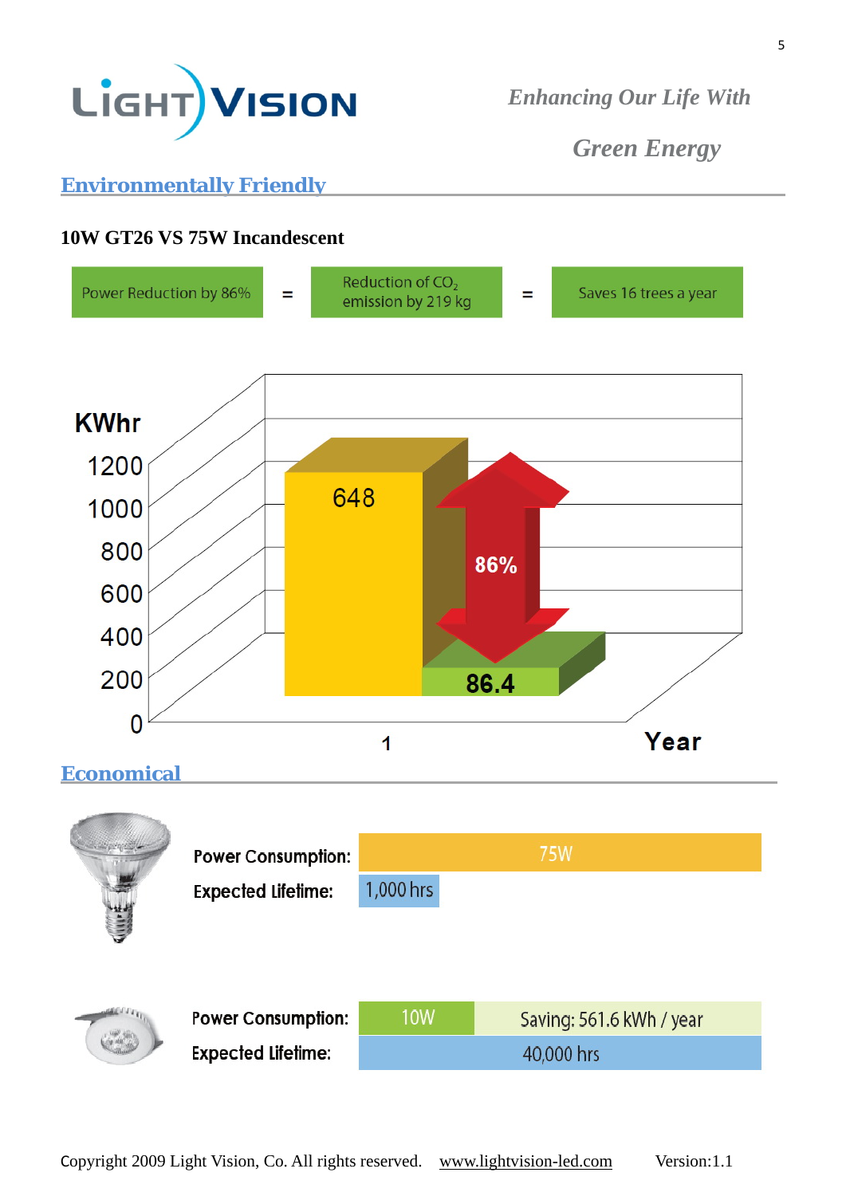# Light Vision

*Enhancing Our Life With Green Energy*

## Environmentally Friendly

**10W GT26 VS 75W Incandescent**

Power Reduction by 86% = Reduction of $CO_2$ emission by 219 kg = Saves 16 trees a year

KWhr

| Year | 75W Incandescent | 10W GT26 | Reduction |
| --- | --- | --- | --- |
| 1 | 648 | 86.4 | 86% |

## Economical

| | Power Consumption | Expected Lifetime | Saving |
| --- | --- | --- | --- |
| Incandescent | 75W | 1,000 hrs | |
| LED | 10W | 40,000 hrs | 561.6 kWh / year |

Copyright 2009 Light Vision, Co. All rights reserved. www.lightvision-led.com Version:1.1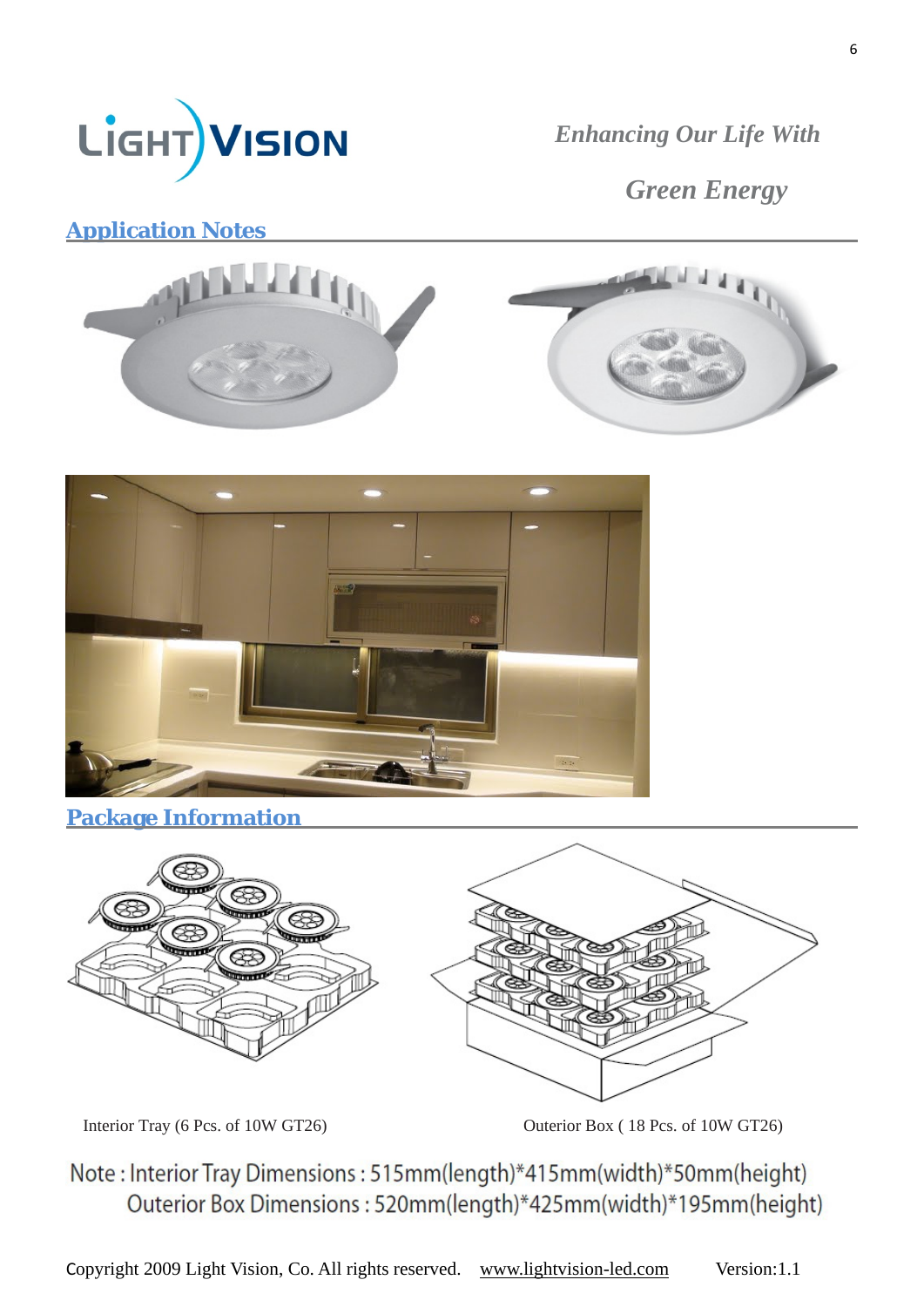*Enhancing Our Life With*

*Green Energy*

## Application Notes

## Package Information

Interior Tray (6 Pcs. of 10W GT26)

Outerior Box ( 18 Pcs. of 10W GT26)

Note : Interior Tray Dimensions : 515mm(length)*415mm(width)*50mm(height)
Outerior Box Dimensions : 520mm(length)*425mm(width)*195mm(height)

Copyright 2009 Light Vision, Co. All rights reserved. www.lightvision-led.com Version:1.1